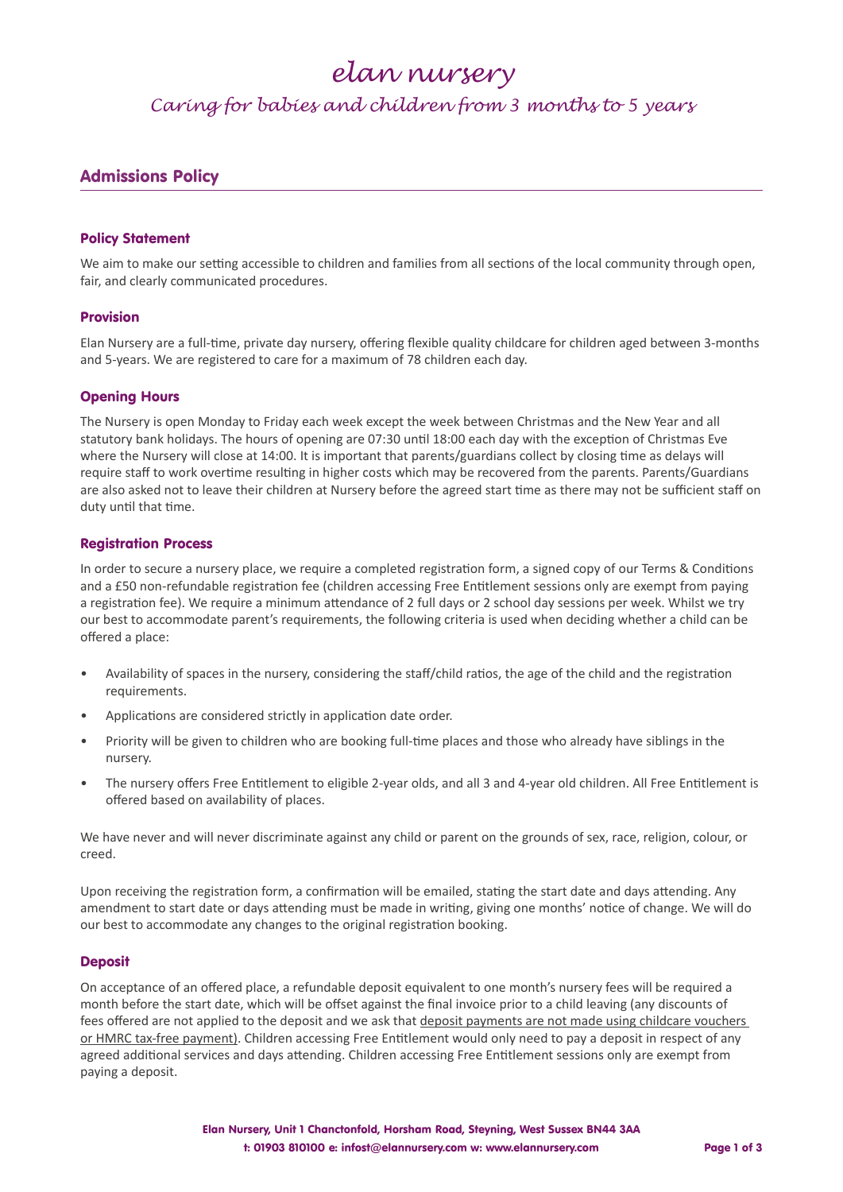# elan nursery

*Caring for babies and children from 3 months to 5 years*

## Admissions Policy

### Policy Statement

We aim to make our setting accessible to children and families from all sections of the local community through open, fair, and clearly communicated procedures.

### Provision

Elan Nursery are a full-time, private day nursery, offering flexible quality childcare for children aged between 3-months and 5-years. We are registered to care for a maximum of 78 children each day.

### Opening Hours

The Nursery is open Monday to Friday each week except the week between Christmas and the New Year and all statutory bank holidays. The hours of opening are 07:30 until 18:00 each day with the exception of Christmas Eve where the Nursery will close at 14:00. It is important that parents/guardians collect by closing time as delays will require staff to work overtime resulting in higher costs which may be recovered from the parents. Parents/Guardians are also asked not to leave their children at Nursery before the agreed start time as there may not be sufficient staff on duty until that time.

### Registration Process

In order to secure a nursery place, we require a completed registration form, a signed copy of our Terms & Conditions and a £50 non-refundable registration fee (children accessing Free Entitlement sessions only are exempt from paying a registration fee). We require a minimum attendance of 2 full days or 2 school day sessions per week. Whilst we try our best to accommodate parent's requirements, the following criteria is used when deciding whether a child can be offered a place:

- Availability of spaces in the nursery, considering the staff/child ratios, the age of the child and the registration requirements.
- Applications are considered strictly in application date order.
- Priority will be given to children who are booking full-time places and those who already have siblings in the nursery.
- The nursery offers Free Entitlement to eligible 2-year olds, and all 3 and 4-year old children. All Free Entitlement is offered based on availability of places.

We have never and will never discriminate against any child or parent on the grounds of sex, race, religion, colour, or creed.

Upon receiving the registration form, a confirmation will be emailed, stating the start date and days attending. Any amendment to start date or days attending must be made in writing, giving one months' notice of change. We will do our best to accommodate any changes to the original registration booking.

### Deposit

On acceptance of an offered place, a refundable deposit equivalent to one month's nursery fees will be required a month before the start date, which will be offset against the final invoice prior to a child leaving (any discounts of fees offered are not applied to the deposit and we ask that deposit payments are not made using childcare vouchers or HMRC tax-free payment). Children accessing Free Entitlement would only need to pay a deposit in respect of any agreed additional services and days attending. Children accessing Free Entitlement sessions only are exempt from paying a deposit.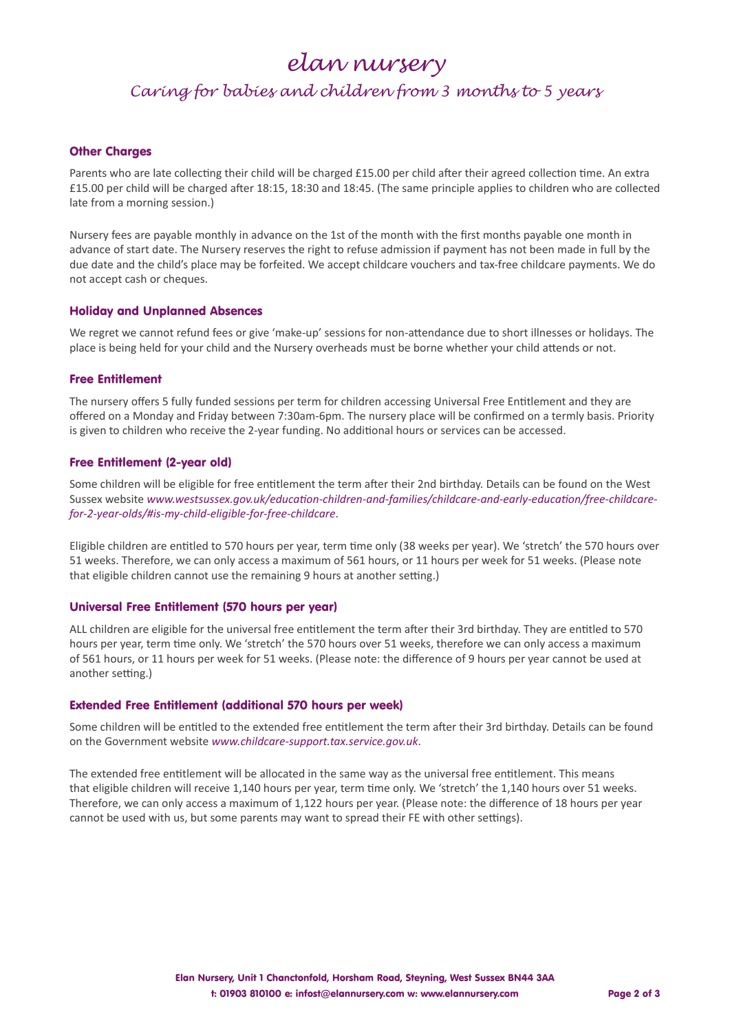# elan nursery

## Caring for babies and children from 3 months to 5 years

### Other Charges

Parents who are late collecting their child will be charged £15.00 per child after their agreed collection time. An extra £15.00 per child will be charged after 18:15, 18:30 and 18:45. (The same principle applies to children who are collected late from a morning session.)

Nursery fees are payable monthly in advance on the 1st of the month with the first months payable one month in advance of start date. The Nursery reserves the right to refuse admission if payment has not been made in full by the due date and the child's place may be forfeited. We accept childcare vouchers and tax-free childcare payments. We do not accept cash or cheques.

### Holiday and Unplanned Absences

We regret we cannot refund fees or give 'make-up' sessions for non-attendance due to short illnesses or holidays. The place is being held for your child and the Nursery overheads must be borne whether your child attends or not.

### Free Entitlement

The nursery offers 5 fully funded sessions per term for children accessing Universal Free Entitlement and they are offered on a Monday and Friday between 7:30am-6pm. The nursery place will be confirmed on a termly basis. Priority is given to children who receive the 2-year funding. No additional hours or services can be accessed.

### Free Entitlement (2-year old)

Some children will be eligible for free entitlement the term after their 2nd birthday. Details can be found on the West Sussex website *www.westsussex.gov.uk/education-children-and-families/childcare-and-early-education/free-childcare-for-2-year-olds/#is-my-child-eligible-for-free-childcare*.

Eligible children are entitled to 570 hours per year, term time only (38 weeks per year). We 'stretch' the 570 hours over 51 weeks. Therefore, we can only access a maximum of 561 hours, or 11 hours per week for 51 weeks. (Please note that eligible children cannot use the remaining 9 hours at another setting.)

### Universal Free Entitlement (570 hours per year)

ALL children are eligible for the universal free entitlement the term after their 3rd birthday. They are entitled to 570 hours per year, term time only. We 'stretch' the 570 hours over 51 weeks, therefore we can only access a maximum of 561 hours, or 11 hours per week for 51 weeks. (Please note: the difference of 9 hours per year cannot be used at another setting.)

### Extended Free Entitlement (additional 570 hours per week)

Some children will be entitled to the extended free entitlement the term after their 3rd birthday. Details can be found on the Government website *www.childcare-support.tax.service.gov.uk*.

The extended free entitlement will be allocated in the same way as the universal free entitlement. This means that eligible children will receive 1,140 hours per year, term time only. We 'stretch' the 1,140 hours over 51 weeks. Therefore, we can only access a maximum of 1,122 hours per year. (Please note: the difference of 18 hours per year cannot be used with us, but some parents may want to spread their FE with other settings).

**Elan Nursery, Unit 1 Chanctonfold, Horsham Road, Steyning, West Sussex BN44 3AA**
**t: 01903 810100 e: infost@elannursery.com w: www.elannursery.com**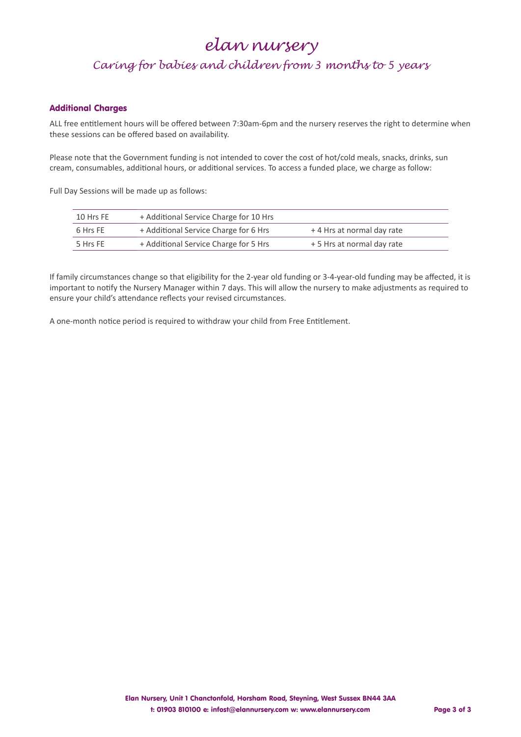# elan nursery

*Caring for babies and children from 3 months to 5 years*

### Additional Charges

ALL free entitlement hours will be offered between 7:30am-6pm and the nursery reserves the right to determine when these sessions can be offered based on availability.

Please note that the Government funding is not intended to cover the cost of hot/cold meals, snacks, drinks, sun cream, consumables, additional hours, or additional services. To access a funded place, we charge as follow:

Full Day Sessions will be made up as follows:

| | | |
|---|---|---|
| 10 Hrs FE | + Additional Service Charge for 10 Hrs | |
| 6 Hrs FE | + Additional Service Charge for 6 Hrs | + 4 Hrs at normal day rate |
| 5 Hrs FE | + Additional Service Charge for 5 Hrs | + 5 Hrs at normal day rate |

If family circumstances change so that eligibility for the 2-year old funding or 3-4-year-old funding may be affected, it is important to notify the Nursery Manager within 7 days. This will allow the nursery to make adjustments as required to ensure your child's attendance reflects your revised circumstances.

A one-month notice period is required to withdraw your child from Free Entitlement.

**Elan Nursery, Unit 1 Chanctonfold, Horsham Road, Steyning, West Sussex BN44 3AA**
**t: 01903 810100 e: infost@elannursery.com w: www.elannursery.com**